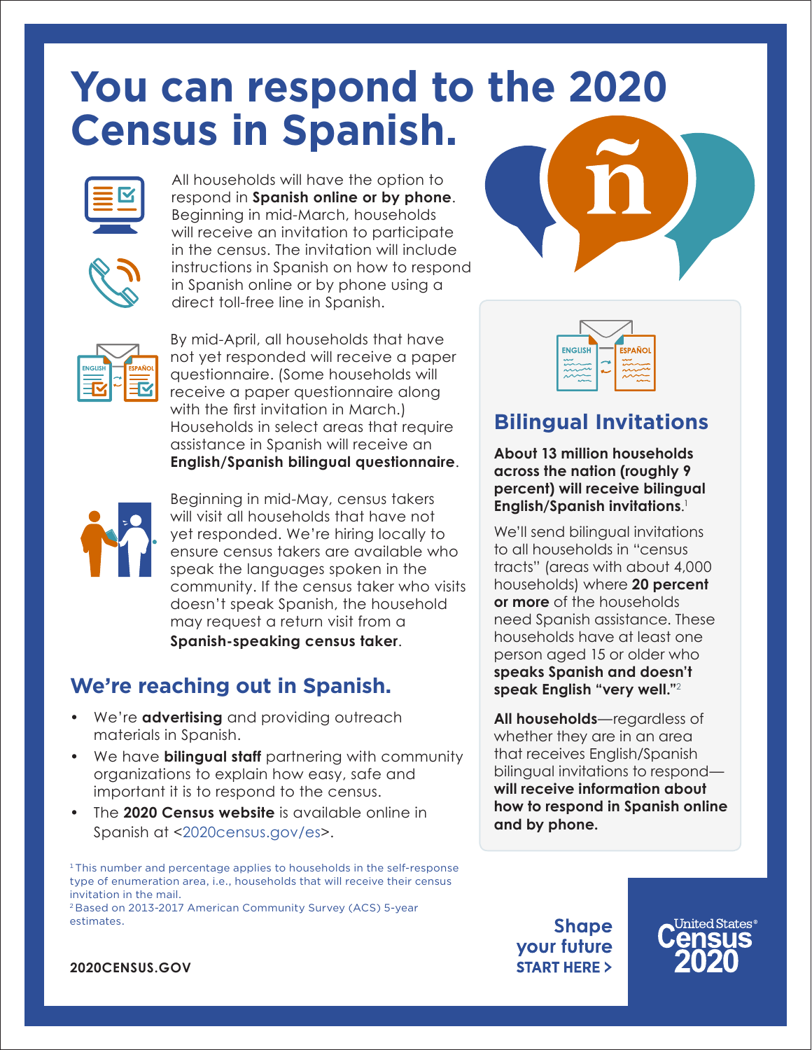# You can respond to the 2020 Census in Spanish.

All households will have the option to respond in **Spanish online or by phone**. Beginning in mid-March, households will receive an invitation to participate in the census. The invitation will include instructions in Spanish on how to respond in Spanish online or by phone using a direct toll-free line in Spanish.

By mid-April, all households that have not yet responded will receive a paper questionnaire. (Some households will receive a paper questionnaire along with the first invitation in March.) Households in select areas that require assistance in Spanish will receive an **English/Spanish bilingual questionnaire**.

Beginning in mid-May, census takers will visit all households that have not yet responded. We're hiring locally to ensure census takers are available who speak the languages spoken in the community. If the census taker who visits doesn't speak Spanish, the household may request a return visit from a **Spanish-speaking census taker**.

## We're reaching out in Spanish.

- We're **advertising** and providing outreach materials in Spanish.
- We have **bilingual staff** partnering with community organizations to explain how easy, safe and important it is to respond to the census.
- The **2020 Census website** is available online in Spanish at <2020census.gov/es>.

## Bilingual Invitations

**About 13 million households across the nation (roughly 9 percent) will receive bilingual English/Spanish invitations.**[1]

We'll send bilingual invitations to all households in "census tracts" (areas with about 4,000 households) where **20 percent or more** of the households need Spanish assistance. These households have at least one person aged 15 or older who **speaks Spanish and doesn't speak English "very well."**[2]

**All households**—regardless of whether they are in an area that receives English/Spanish bilingual invitations to respond—**will receive information about how to respond in Spanish online and by phone.**

[1] This number and percentage applies to households in the self-response type of enumeration area, i.e., households that will receive their census invitation in the mail.

[2] Based on 2013-2017 American Community Survey (ACS) 5-year estimates.

2020CENSUS.GOV

Shape your future START HERE >

United States® Census 2020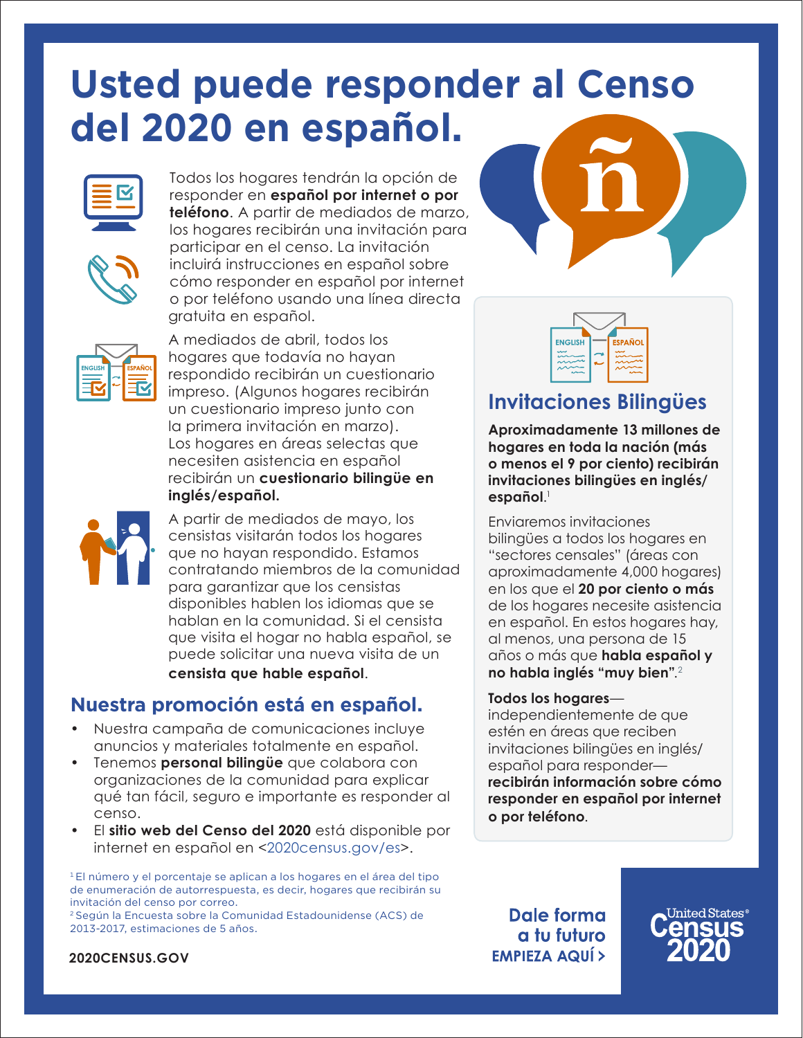# Usted puede responder al Censo del 2020 en español.

Todos los hogares tendrán la opción de responder en **español por internet o por teléfono**. A partir de mediados de marzo, los hogares recibirán una invitación para participar en el censo. La invitación incluirá instrucciones en español sobre cómo responder en español por internet o por teléfono usando una línea directa gratuita en español.

A mediados de abril, todos los hogares que todavía no hayan respondido recibirán un cuestionario impreso. (Algunos hogares recibirán un cuestionario impreso junto con la primera invitación en marzo). Los hogares en áreas selectas que necesiten asistencia en español recibirán un **cuestionario bilingüe en inglés/español.**

A partir de mediados de mayo, los censistas visitarán todos los hogares que no hayan respondido. Estamos contratando miembros de la comunidad para garantizar que los censistas disponibles hablen los idiomas que se hablan en la comunidad. Si el censista que visita el hogar no habla español, se puede solicitar una nueva visita de un **censista que hable español**.

## Nuestra promoción está en español.

- Nuestra campaña de comunicaciones incluye anuncios y materiales totalmente en español.
- Tenemos **personal bilingüe** que colabora con organizaciones de la comunidad para explicar qué tan fácil, seguro e importante es responder al censo.
- El **sitio web del Censo del 2020** está disponible por internet en español en <2020census.gov/es>.

## Invitaciones Bilingües

**Aproximadamente 13 millones de hogares en toda la nación (más o menos el 9 por ciento) recibirán invitaciones bilingües en inglés/español.**[1]

Enviaremos invitaciones bilingües a todos los hogares en "sectores censales" (áreas con aproximadamente 4,000 hogares) en los que el **20 por ciento o más** de los hogares necesite asistencia en español. En estos hogares hay, al menos, una persona de 15 años o más que **habla español y no habla inglés "muy bien"**.[2]

**Todos los hogares**—independientemente de que estén en áreas que reciben invitaciones bilingües en inglés/español para responder—**recibirán información sobre cómo responder en español por internet o por teléfono**.

[1] El número y el porcentaje se aplican a los hogares en el área del tipo de enumeración de autorrespuesta, es decir, hogares que recibirán su invitación del censo por correo.
[2] Según la Encuesta sobre la Comunidad Estadounidense (ACS) de 2013-2017, estimaciones de 5 años.

**2020CENSUS.GOV**

**Dale forma a tu futuro**
**EMPIEZA AQUÍ >**

United States® Census 2020